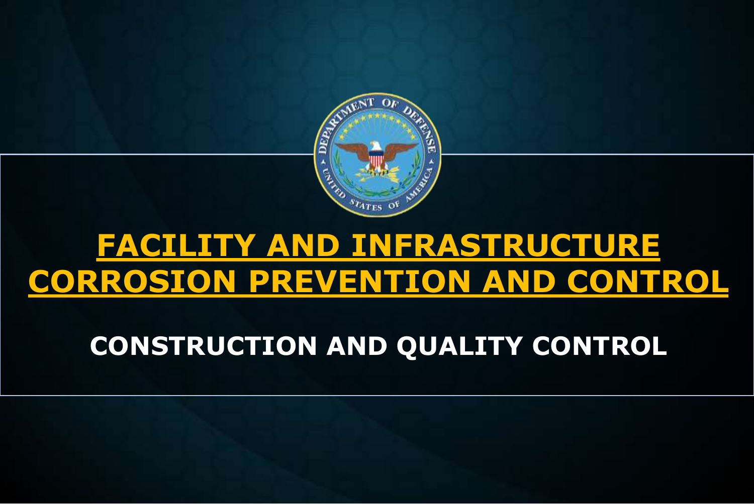# FACILITY AND INFRASTRUCTURE CORROSION PREVENTION AND CONTROL

## CONSTRUCTION AND QUALITY CONTROL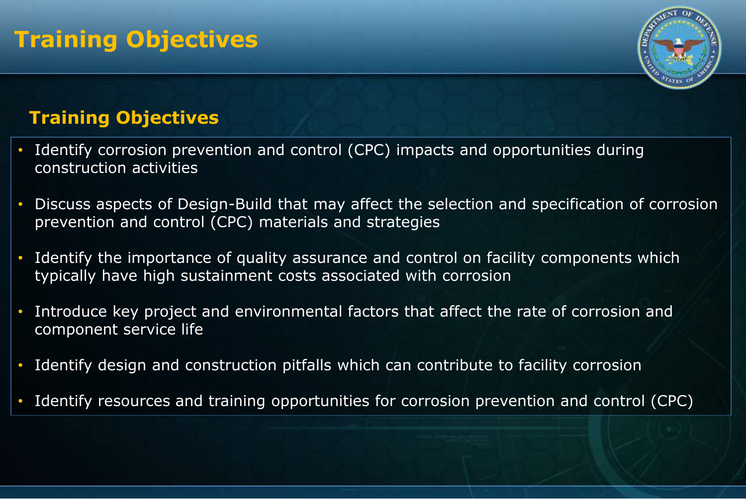# Training Objectives

## Training Objectives

- Identify corrosion prevention and control (CPC) impacts and opportunities during construction activities
- Discuss aspects of Design-Build that may affect the selection and specification of corrosion prevention and control (CPC) materials and strategies
- Identify the importance of quality assurance and control on facility components which typically have high sustainment costs associated with corrosion
- Introduce key project and environmental factors that affect the rate of corrosion and component service life
- Identify design and construction pitfalls which can contribute to facility corrosion
- Identify resources and training opportunities for corrosion prevention and control (CPC)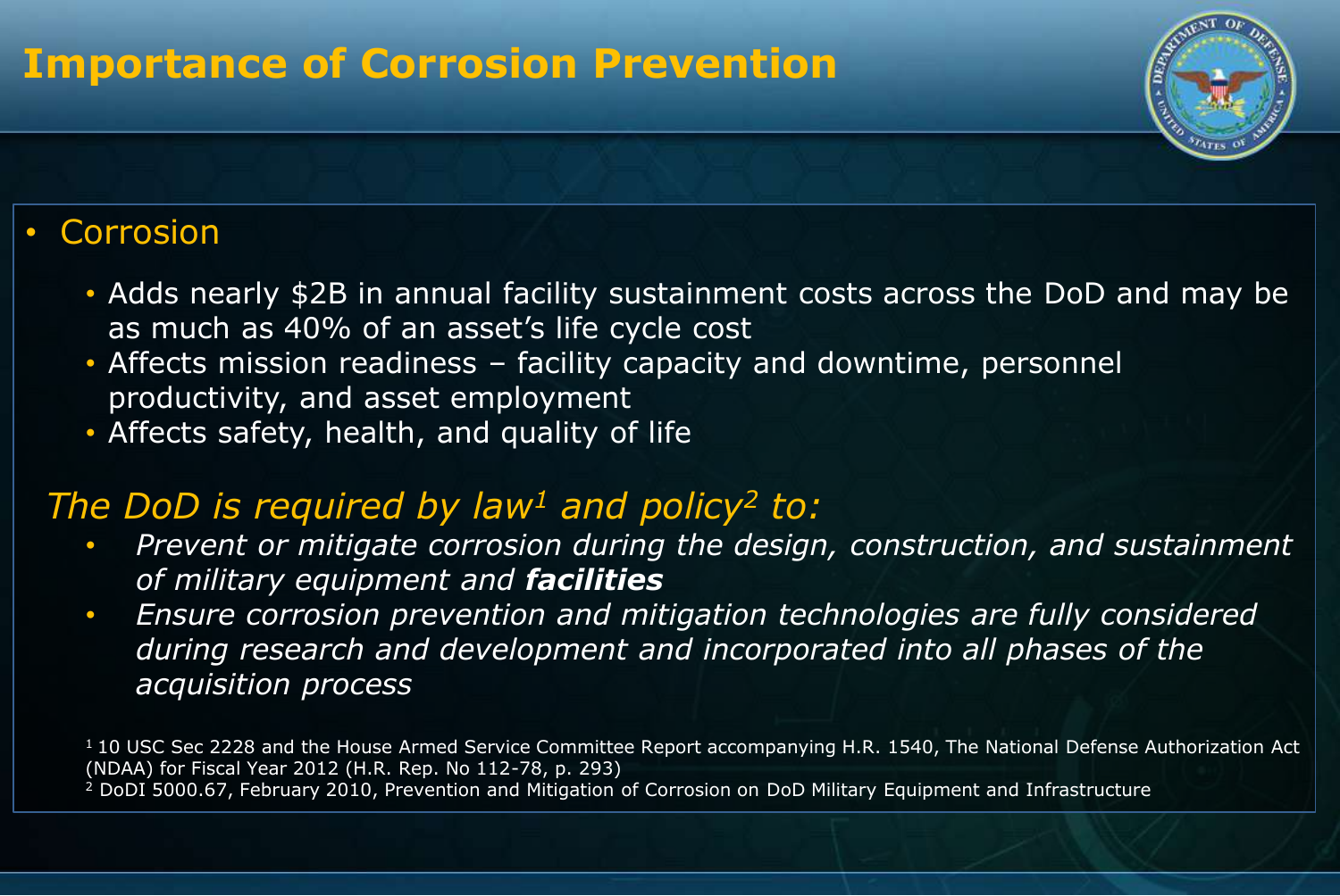# Importance of Corrosion Prevention

- Corrosion
  - Adds nearly $2B in annual facility sustainment costs across the DoD and may be as much as 40% of an asset's life cycle cost
  - Affects mission readiness – facility capacity and downtime, personnel productivity, and asset employment
  - Affects safety, health, and quality of life

*The DoD is required by law[1] and policy[2] to:*

- *Prevent or mitigate corrosion during the design, construction, and sustainment of military equipment and* ***facilities***
- *Ensure corrosion prevention and mitigation technologies are fully considered during research and development and incorporated into all phases of the acquisition process*

[1] 10 USC Sec 2228 and the House Armed Service Committee Report accompanying H.R. 1540, The National Defense Authorization Act (NDAA) for Fiscal Year 2012 (H.R. Rep. No 112-78, p. 293)
[2] DoDI 5000.67, February 2010, Prevention and Mitigation of Corrosion on DoD Military Equipment and Infrastructure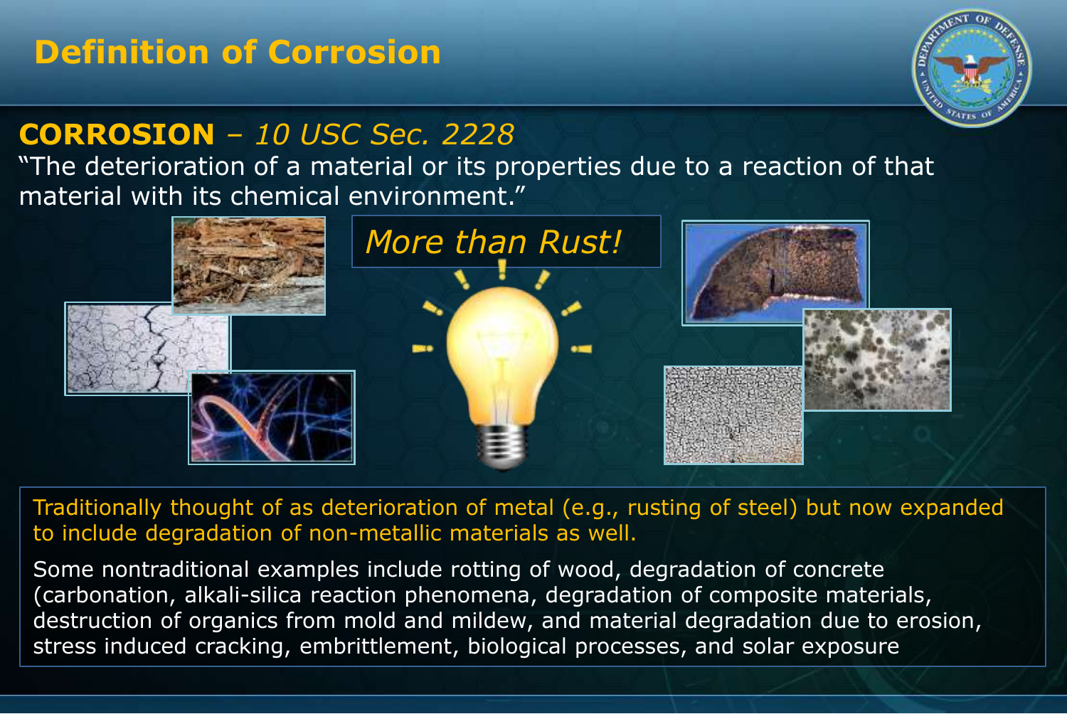# Definition of Corrosion

**CORROSION** – *10 USC Sec. 2228*

"The deterioration of a material or its properties due to a reaction of that material with its chemical environment."

*More than Rust!*

Traditionally thought of as deterioration of metal (e.g., rusting of steel) but now expanded to include degradation of non-metallic materials as well.

Some nontraditional examples include rotting of wood, degradation of concrete (carbonation, alkali-silica reaction phenomena, degradation of composite materials, destruction of organics from mold and mildew, and material degradation due to erosion, stress induced cracking, embrittlement, biological processes, and solar exposure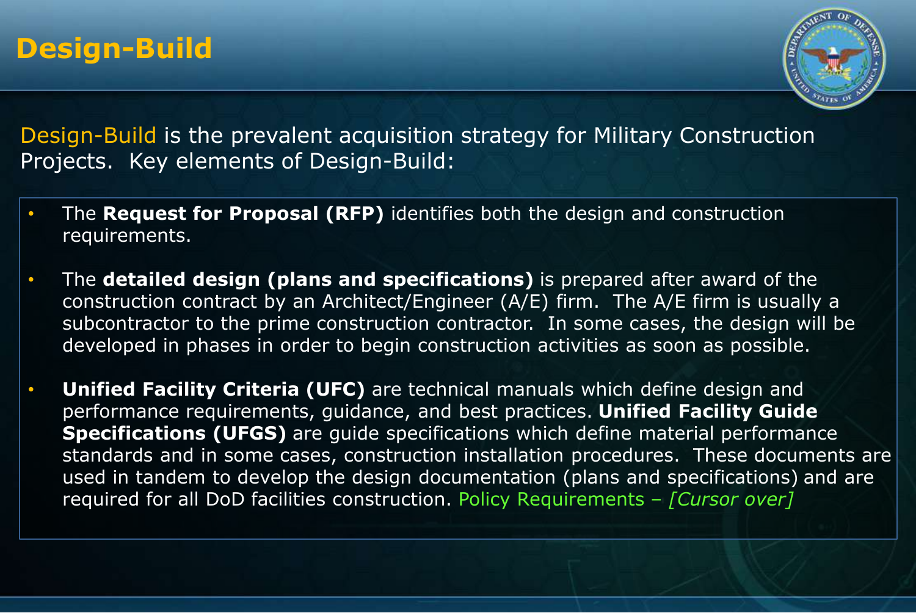# Design-Build

Design-Build is the prevalent acquisition strategy for Military Construction Projects. Key elements of Design-Build:

- The **Request for Proposal (RFP)** identifies both the design and construction requirements.
- The **detailed design (plans and specifications)** is prepared after award of the construction contract by an Architect/Engineer (A/E) firm. The A/E firm is usually a subcontractor to the prime construction contractor. In some cases, the design will be developed in phases in order to begin construction activities as soon as possible.
- **Unified Facility Criteria (UFC)** are technical manuals which define design and performance requirements, guidance, and best practices. **Unified Facility Guide Specifications (UFGS)** are guide specifications which define material performance standards and in some cases, construction installation procedures. These documents are used in tandem to develop the design documentation (plans and specifications) and are required for all DoD facilities construction. Policy Requirements – *[Cursor over]*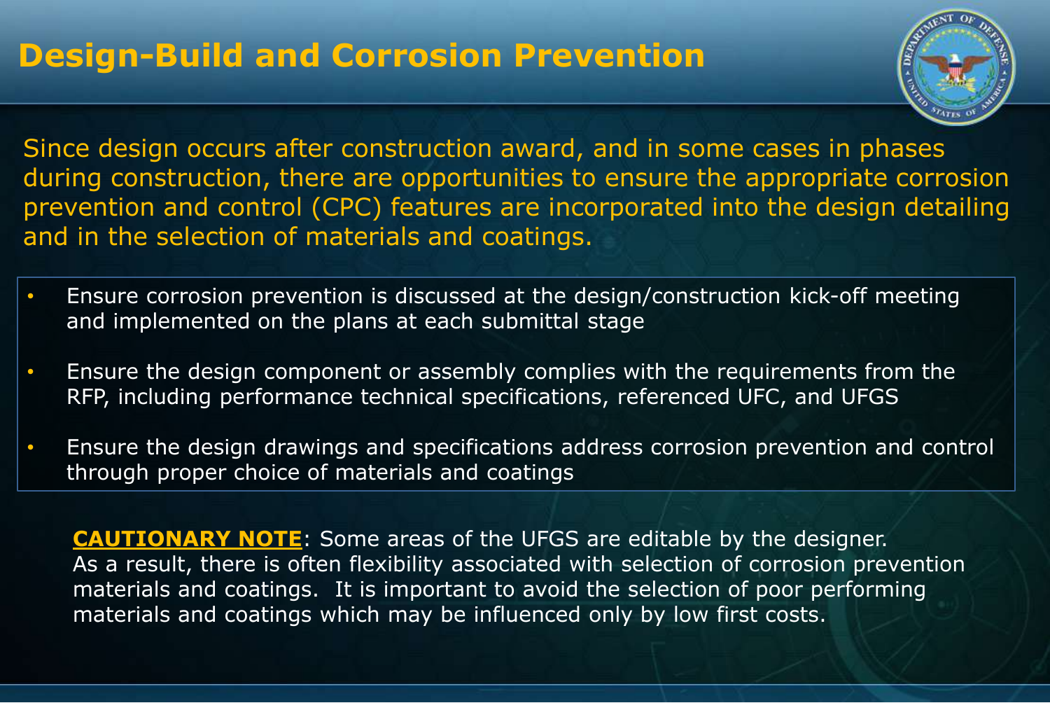# Design-Build and Corrosion Prevention

Since design occurs after construction award, and in some cases in phases during construction, there are opportunities to ensure the appropriate corrosion prevention and control (CPC) features are incorporated into the design detailing and in the selection of materials and coatings.

- Ensure corrosion prevention is discussed at the design/construction kick-off meeting and implemented on the plans at each submittal stage
- Ensure the design component or assembly complies with the requirements from the RFP, including performance technical specifications, referenced UFC, and UFGS
- Ensure the design drawings and specifications address corrosion prevention and control through proper choice of materials and coatings

**CAUTIONARY NOTE**: Some areas of the UFGS are editable by the designer. As a result, there is often flexibility associated with selection of corrosion prevention materials and coatings. It is important to avoid the selection of poor performing materials and coatings which may be influenced only by low first costs.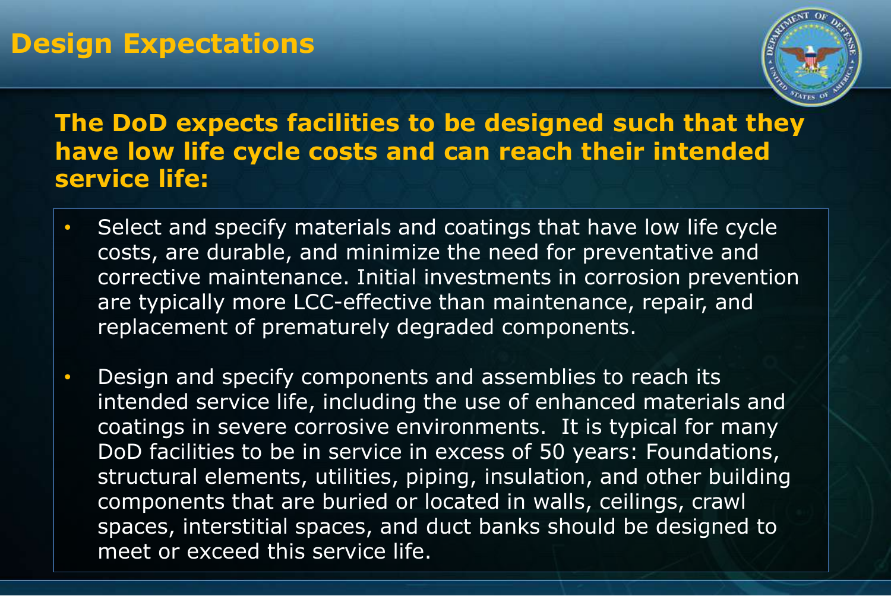# Design Expectations

**The DoD expects facilities to be designed such that they have low life cycle costs and can reach their intended service life:**

- Select and specify materials and coatings that have low life cycle costs, are durable, and minimize the need for preventative and corrective maintenance. Initial investments in corrosion prevention are typically more LCC-effective than maintenance, repair, and replacement of prematurely degraded components.
- Design and specify components and assemblies to reach its intended service life, including the use of enhanced materials and coatings in severe corrosive environments. It is typical for many DoD facilities to be in service in excess of 50 years: Foundations, structural elements, utilities, piping, insulation, and other building components that are buried or located in walls, ceilings, crawl spaces, interstitial spaces, and duct banks should be designed to meet or exceed this service life.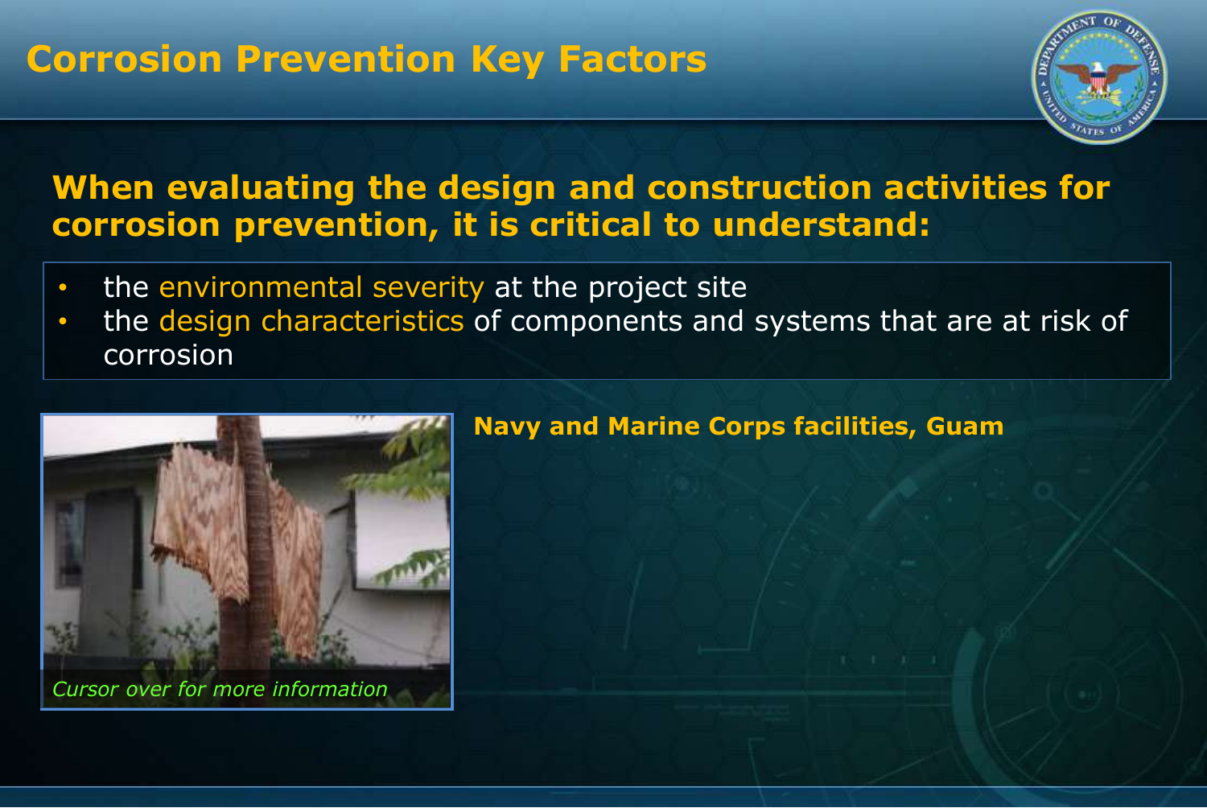# Corrosion Prevention Key Factors

**When evaluating the design and construction activities for corrosion prevention, it is critical to understand:**

- the environmental severity at the project site
- the design characteristics of components and systems that are at risk of corrosion

*Cursor over for more information*

**Navy and Marine Corps facilities, Guam**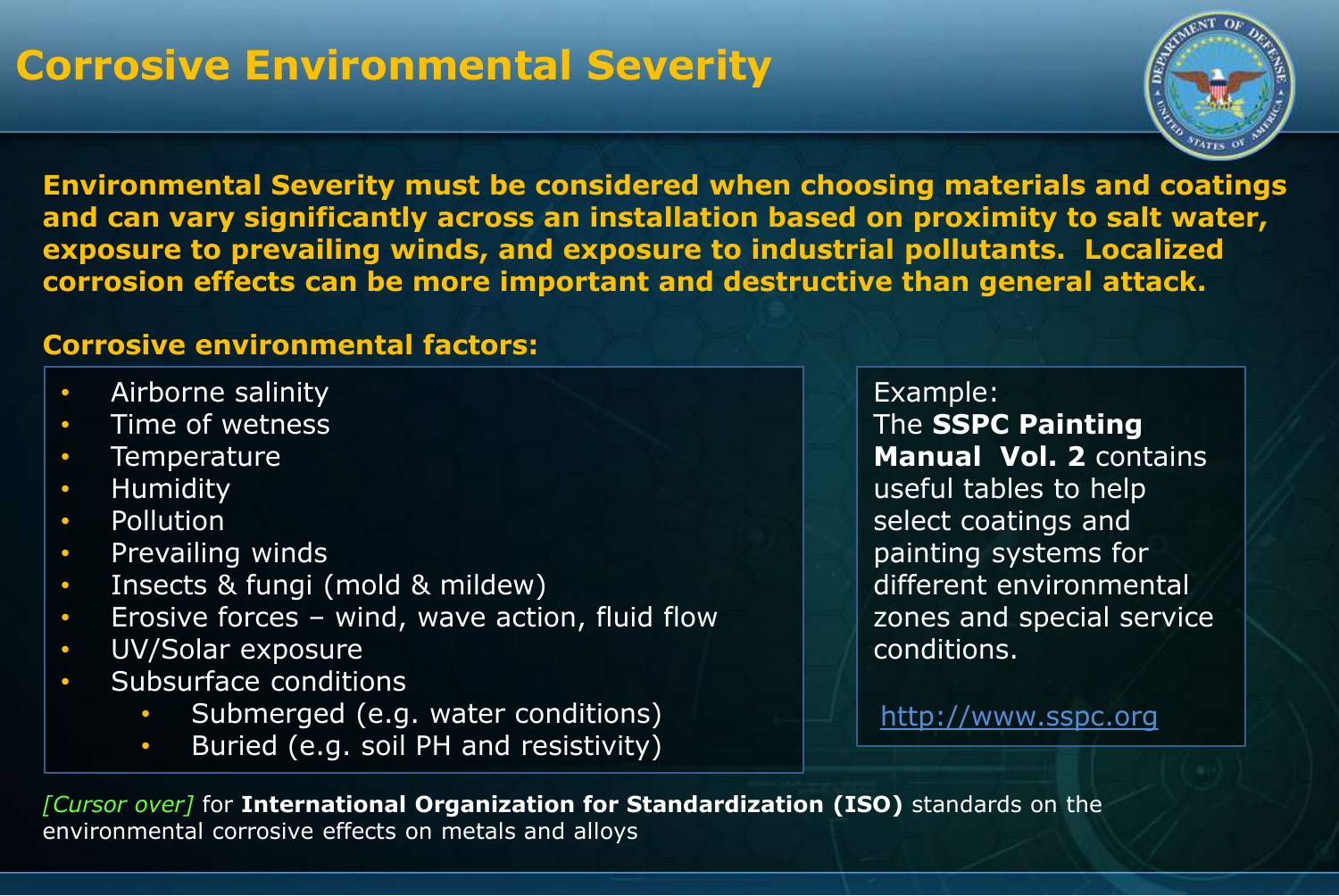# Corrosive Environmental Severity

**Environmental Severity must be considered when choosing materials and coatings and can vary significantly across an installation based on proximity to salt water, exposure to prevailing winds, and exposure to industrial pollutants. Localized corrosion effects can be more important and destructive than general attack.**

**Corrosive environmental factors:**

- Airborne salinity
- Time of wetness
- Temperature
- Humidity
- Pollution
- Prevailing winds
- Insects & fungi (mold & mildew)
- Erosive forces – wind, wave action, fluid flow
- UV/Solar exposure
- Subsurface conditions
  - Submerged (e.g. water conditions)
  - Buried (e.g. soil PH and resistivity)

Example:
The **SSPC Painting Manual Vol. 2** contains useful tables to help select coatings and painting systems for different environmental zones and special service conditions.

http://www.sspc.org

*[Cursor over]* for **International Organization for Standardization (ISO)** standards on the environmental corrosive effects on metals and alloys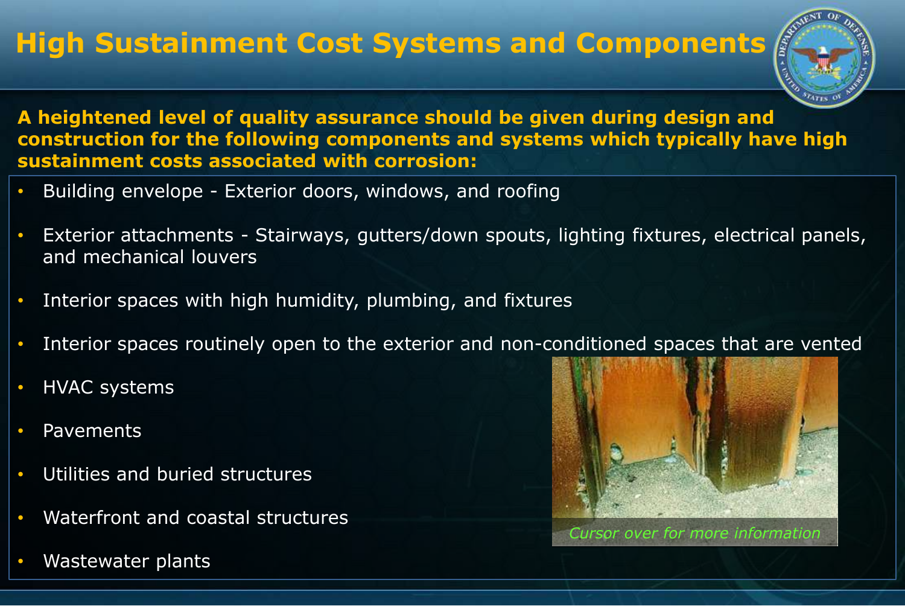# High Sustainment Cost Systems and Components

**A heightened level of quality assurance should be given during design and construction for the following components and systems which typically have high sustainment costs associated with corrosion:**

- Building envelope - Exterior doors, windows, and roofing
- Exterior attachments - Stairways, gutters/down spouts, lighting fixtures, electrical panels, and mechanical louvers
- Interior spaces with high humidity, plumbing, and fixtures
- Interior spaces routinely open to the exterior and non-conditioned spaces that are vented
- HVAC systems
- Pavements
- Utilities and buried structures
- Waterfront and coastal structures
- Wastewater plants

*Cursor over for more information*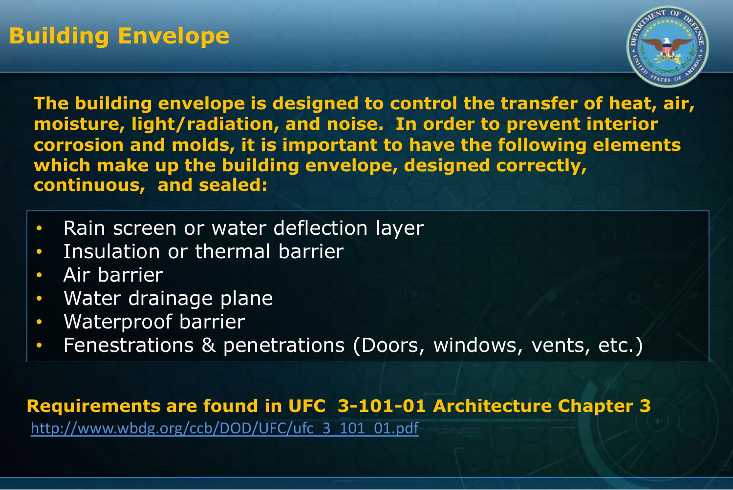# Building Envelope

**The building envelope is designed to control the transfer of heat, air, moisture, light/radiation, and noise. In order to prevent interior corrosion and molds, it is important to have the following elements which make up the building envelope, designed correctly, continuous, and sealed:**

- Rain screen or water deflection layer
- Insulation or thermal barrier
- Air barrier
- Water drainage plane
- Waterproof barrier
- Fenestrations & penetrations (Doors, windows, vents, etc.)

**Requirements are found in UFC 3-101-01 Architecture Chapter 3**

http://www.wbdg.org/ccb/DOD/UFC/ufc_3_101_01.pdf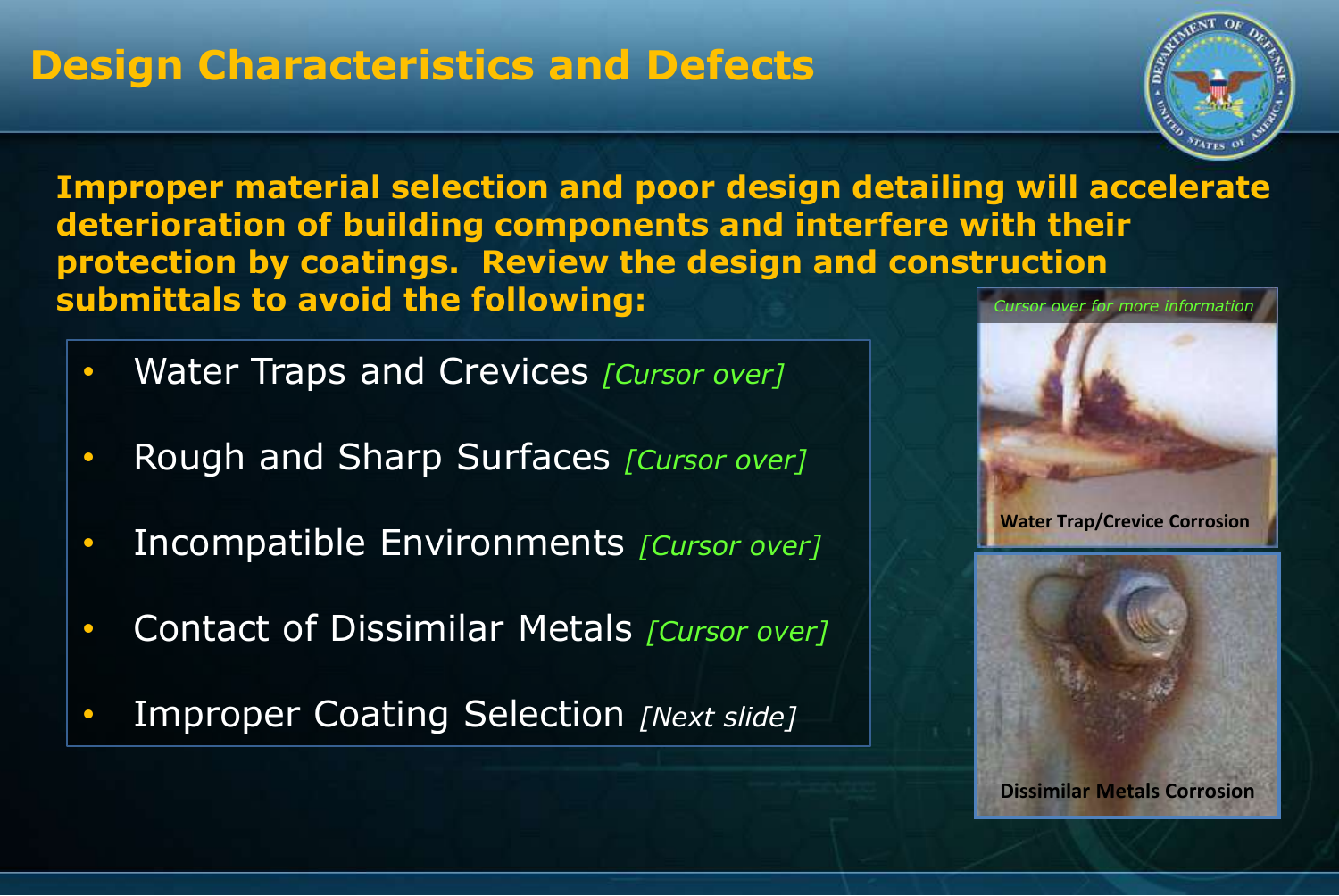# Design Characteristics and Defects

**Improper material selection and poor design detailing will accelerate deterioration of building components and interfere with their protection by coatings. Review the design and construction submittals to avoid the following:**

- Water Traps and Crevices *[Cursor over]*
- Rough and Sharp Surfaces *[Cursor over]*
- Incompatible Environments *[Cursor over]*
- Contact of Dissimilar Metals *[Cursor over]*
- Improper Coating Selection *[Next slide]*

*Cursor over for more information*

Water Trap/Crevice Corrosion

Dissimilar Metals Corrosion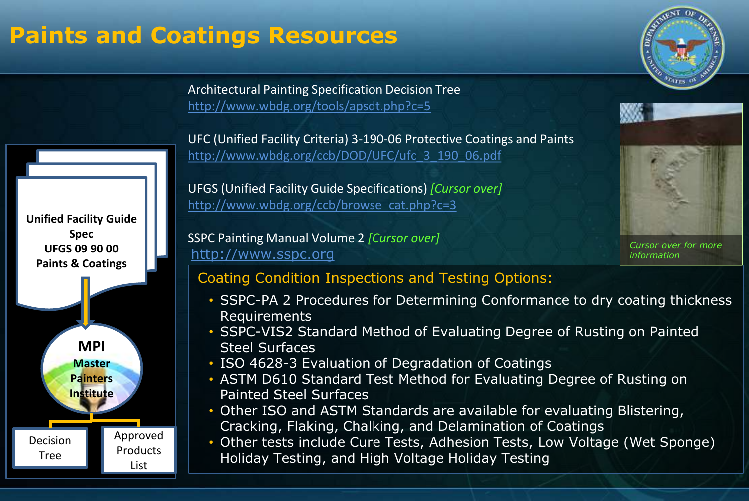# Paints and Coatings Resources

Architectural Painting Specification Decision Tree
http://www.wbdg.org/tools/apsdt.php?c=5

UFC (Unified Facility Criteria) 3-190-06 Protective Coatings and Paints
http://www.wbdg.org/ccb/DOD/UFC/ufc_3_190_06.pdf

UFGS (Unified Facility Guide Specifications) *[Cursor over]*
http://www.wbdg.org/ccb/browse_cat.php?c=3

SSPC Painting Manual Volume 2 *[Cursor over]*
http://www.sspc.org

*Cursor over for more information*

**Unified Facility Guide Spec**
**UFGS 09 90 00**
**Paints & Coatings**

**MPI**
**Master Painters Institute**

Decision Tree

Approved Products List

## Coating Condition Inspections and Testing Options:

- SSPC-PA 2 Procedures for Determining Conformance to dry coating thickness Requirements
- SSPC-VIS2 Standard Method of Evaluating Degree of Rusting on Painted Steel Surfaces
- ISO 4628-3 Evaluation of Degradation of Coatings
- ASTM D610 Standard Test Method for Evaluating Degree of Rusting on Painted Steel Surfaces
- Other ISO and ASTM Standards are available for evaluating Blistering, Cracking, Flaking, Chalking, and Delamination of Coatings
- Other tests include Cure Tests, Adhesion Tests, Low Voltage (Wet Sponge) Holiday Testing, and High Voltage Holiday Testing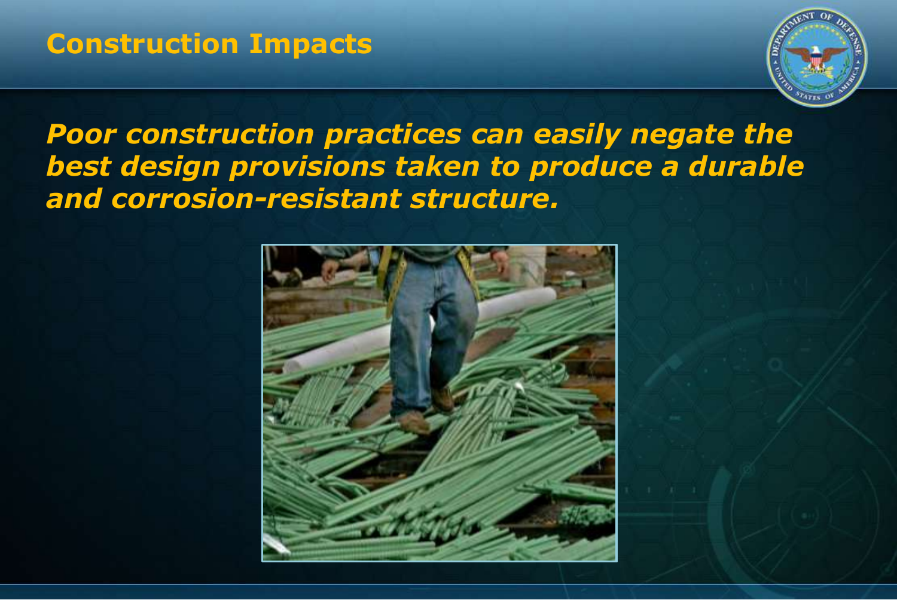# Construction Impacts

***Poor construction practices can easily negate the best design provisions taken to produce a durable and corrosion-resistant structure.***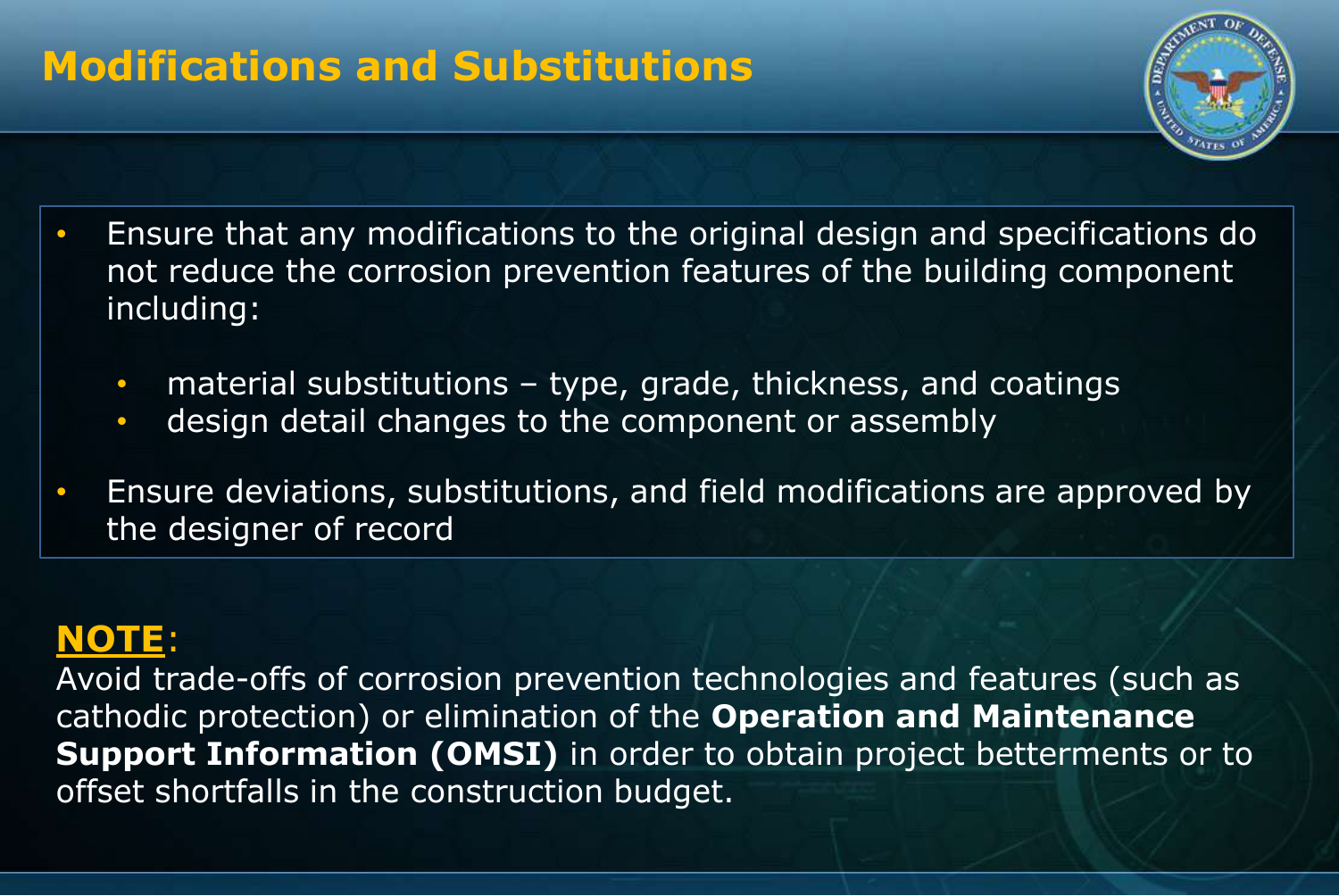# Modifications and Substitutions

- Ensure that any modifications to the original design and specifications do not reduce the corrosion prevention features of the building component including:
  - material substitutions – type, grade, thickness, and coatings
  - design detail changes to the component or assembly
- Ensure deviations, substitutions, and field modifications are approved by the designer of record

**NOTE**:
Avoid trade-offs of corrosion prevention technologies and features (such as cathodic protection) or elimination of the **Operation and Maintenance Support Information (OMSI)** in order to obtain project betterments or to offset shortfalls in the construction budget.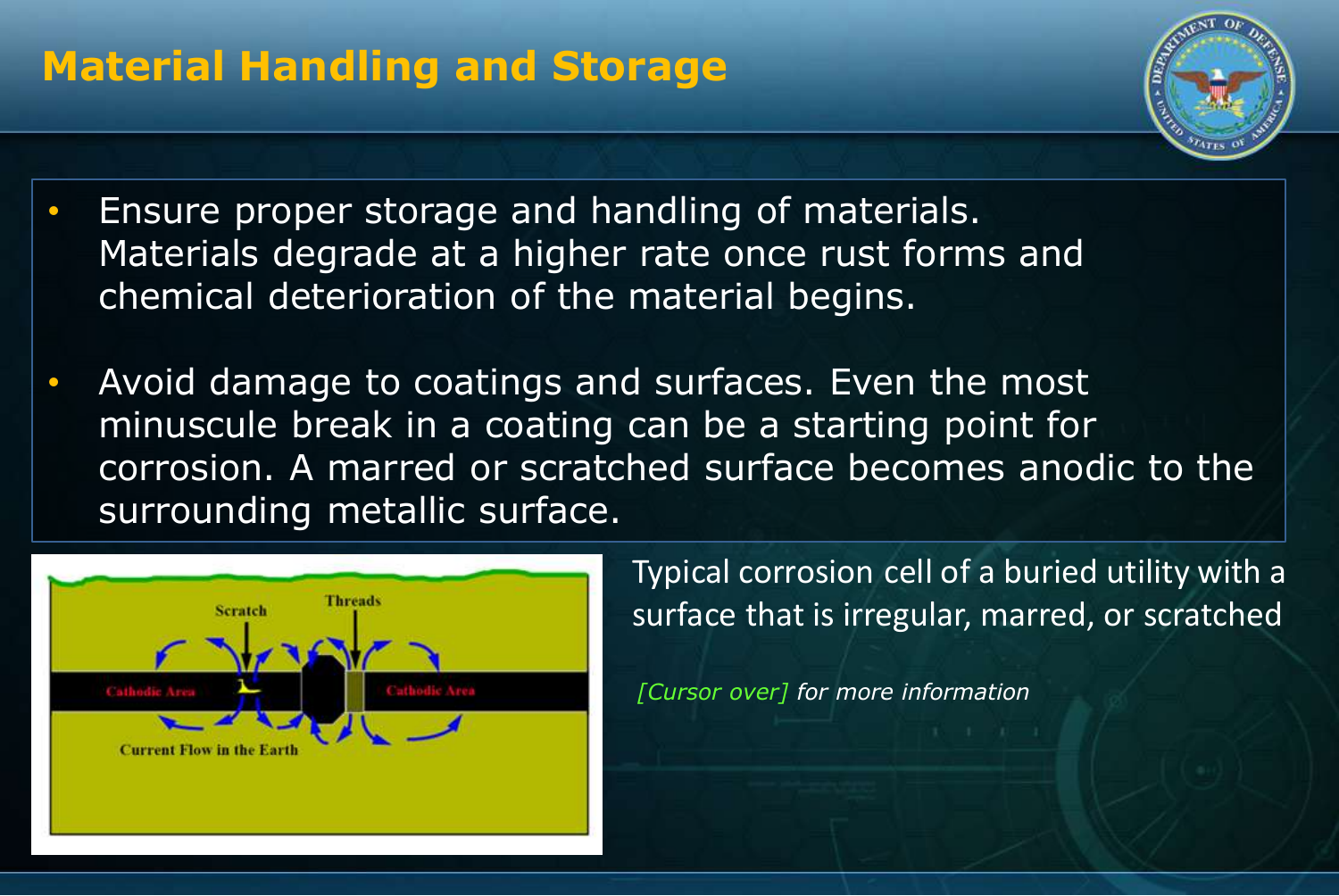# Material Handling and Storage

- Ensure proper storage and handling of materials. Materials degrade at a higher rate once rust forms and chemical deterioration of the material begins.
- Avoid damage to coatings and surfaces. Even the most minuscule break in a coating can be a starting point for corrosion. A marred or scratched surface becomes anodic to the surrounding metallic surface.

Scratch
Threads
Cathodic Area
Cathodic Area
Current Flow in the Earth

Typical corrosion cell of a buried utility with a surface that is irregular, marred, or scratched

*[Cursor over] for more information*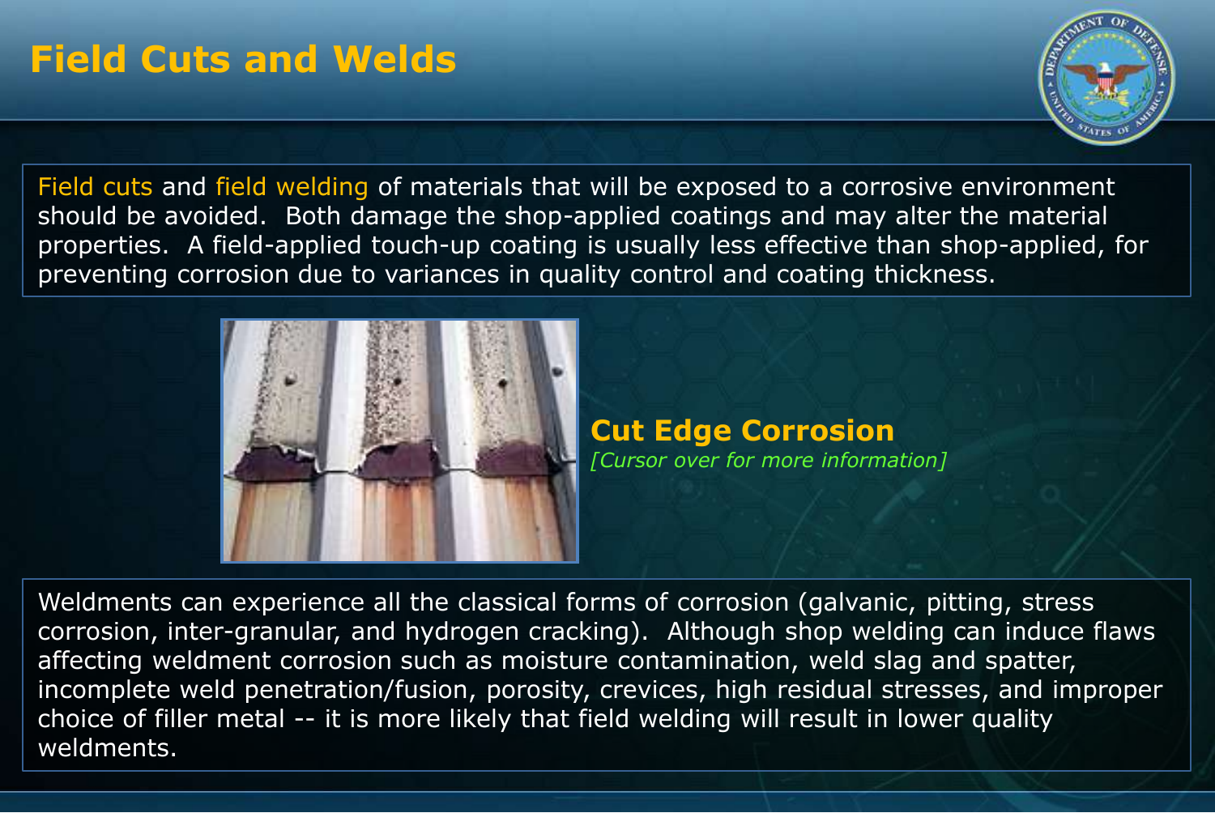# Field Cuts and Welds

Field cuts and field welding of materials that will be exposed to a corrosive environment should be avoided. Both damage the shop-applied coatings and may alter the material properties. A field-applied touch-up coating is usually less effective than shop-applied, for preventing corrosion due to variances in quality control and coating thickness.

**Cut Edge Corrosion**

*[Cursor over for more information]*

Weldments can experience all the classical forms of corrosion (galvanic, pitting, stress corrosion, inter-granular, and hydrogen cracking). Although shop welding can induce flaws affecting weldment corrosion such as moisture contamination, weld slag and spatter, incomplete weld penetration/fusion, porosity, crevices, high residual stresses, and improper choice of filler metal -- it is more likely that field welding will result in lower quality weldments.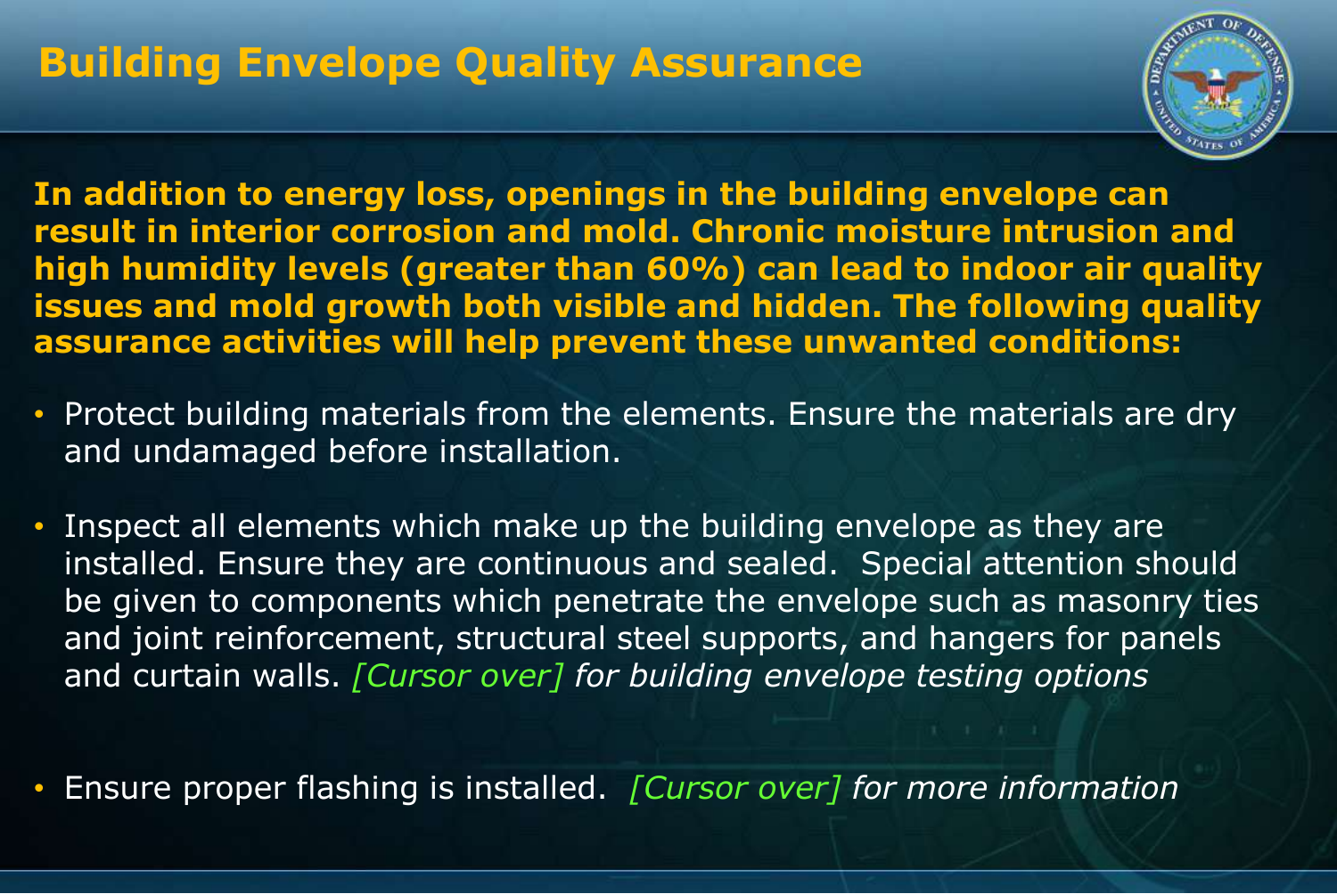# Building Envelope Quality Assurance

**In addition to energy loss, openings in the building envelope can result in interior corrosion and mold. Chronic moisture intrusion and high humidity levels (greater than 60%) can lead to indoor air quality issues and mold growth both visible and hidden. The following quality assurance activities will help prevent these unwanted conditions:**

- Protect building materials from the elements. Ensure the materials are dry and undamaged before installation.
- Inspect all elements which make up the building envelope as they are installed. Ensure they are continuous and sealed. Special attention should be given to components which penetrate the envelope such as masonry ties and joint reinforcement, structural steel supports, and hangers for panels and curtain walls. *[Cursor over] for building envelope testing options*
- Ensure proper flashing is installed. *[Cursor over] for more information*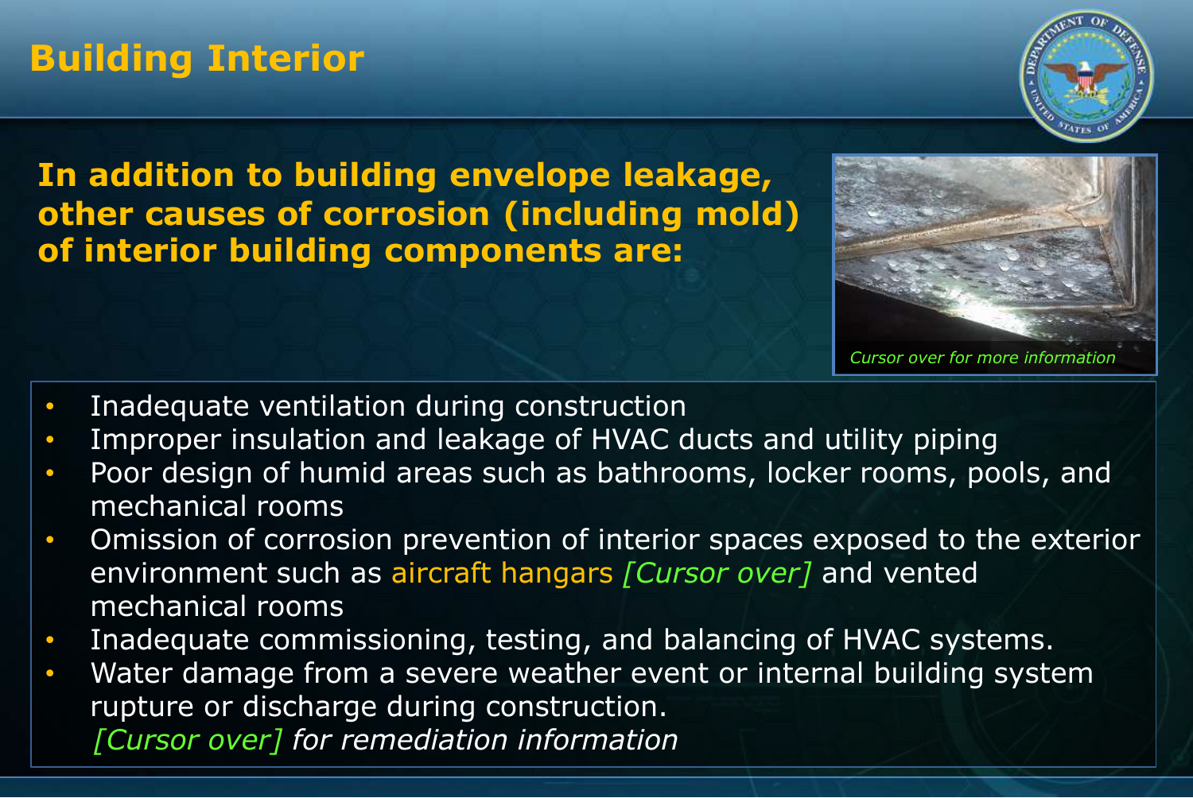# Building Interior

**In addition to building envelope leakage, other causes of corrosion (including mold) of interior building components are:**

*Cursor over for more information*

- Inadequate ventilation during construction
- Improper insulation and leakage of HVAC ducts and utility piping
- Poor design of humid areas such as bathrooms, locker rooms, pools, and mechanical rooms
- Omission of corrosion prevention of interior spaces exposed to the exterior environment such as aircraft hangars *[Cursor over]* and vented mechanical rooms
- Inadequate commissioning, testing, and balancing of HVAC systems.
- Water damage from a severe weather event or internal building system rupture or discharge during construction.
  *[Cursor over] for remediation information*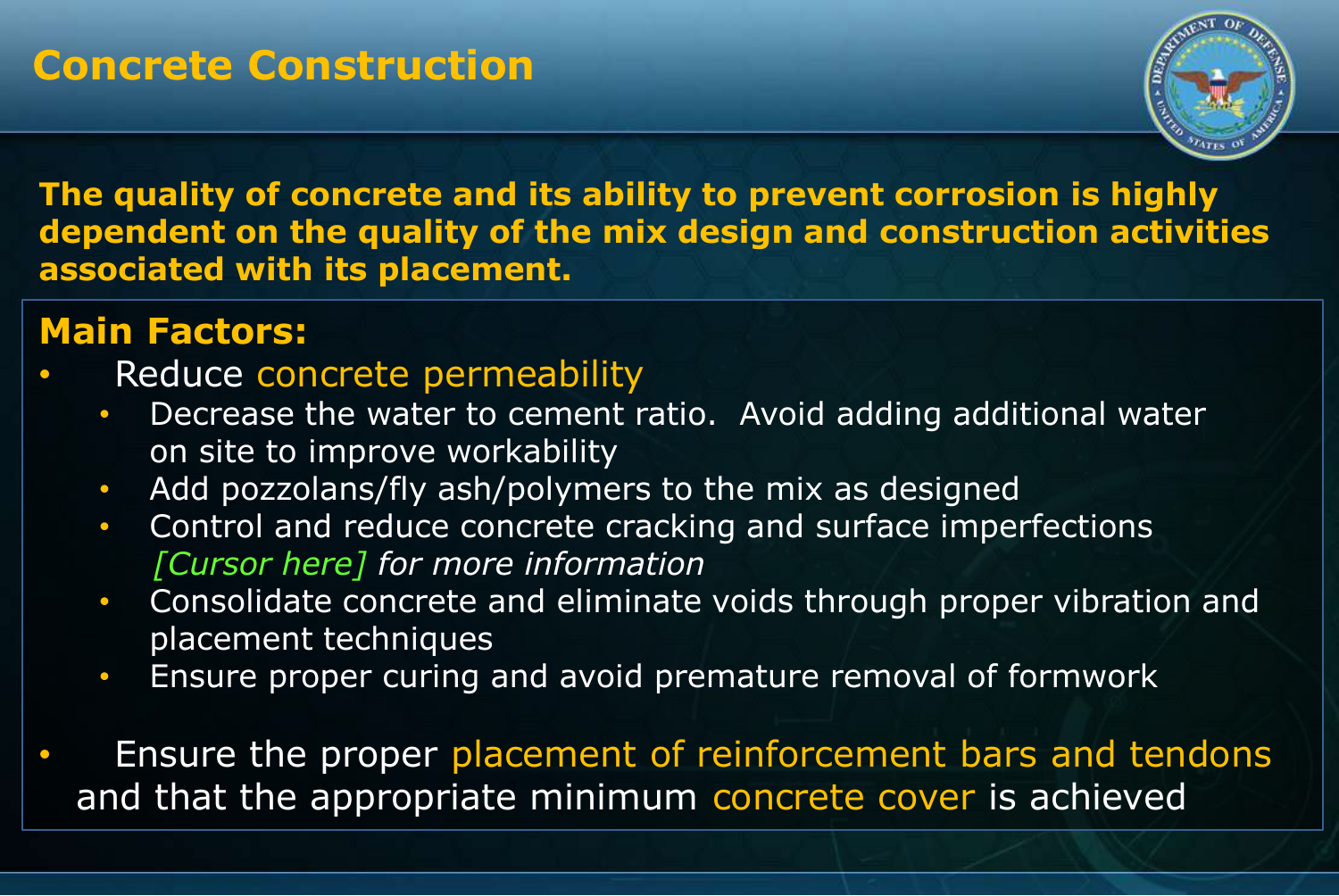# Concrete Construction

**The quality of concrete and its ability to prevent corrosion is highly dependent on the quality of the mix design and construction activities associated with its placement.**

**Main Factors:**

- Reduce concrete permeability
  - Decrease the water to cement ratio. Avoid adding additional water on site to improve workability
  - Add pozzolans/fly ash/polymers to the mix as designed
  - Control and reduce concrete cracking and surface imperfections *[Cursor here] for more information*
  - Consolidate concrete and eliminate voids through proper vibration and placement techniques
  - Ensure proper curing and avoid premature removal of formwork

- Ensure the proper placement of reinforcement bars and tendons and that the appropriate minimum concrete cover is achieved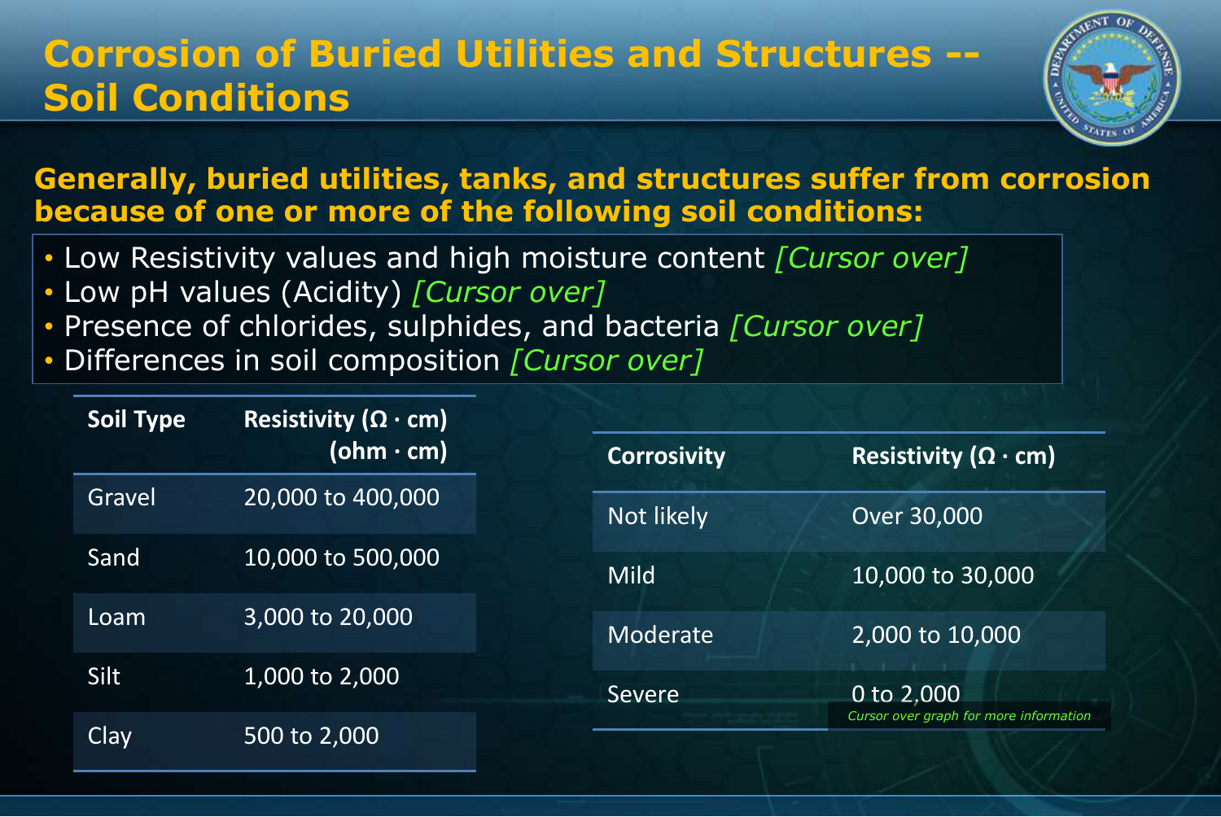# Corrosion of Buried Utilities and Structures -- Soil Conditions

**Generally, buried utilities, tanks, and structures suffer from corrosion because of one or more of the following soil conditions:**

- Low Resistivity values and high moisture content *[Cursor over]*
- Low pH values (Acidity) *[Cursor over]*
- Presence of chlorides, sulphides, and bacteria *[Cursor over]*
- Differences in soil composition *[Cursor over]*

| Soil Type | Resistivity (Ω · cm) (ohm · cm) |
|---|---|
| Gravel | 20,000 to 400,000 |
| Sand | 10,000 to 500,000 |
| Loam | 3,000 to 20,000 |
| Silt | 1,000 to 2,000 |
| Clay | 500 to 2,000 |

| Corrosivity | Resistivity (Ω · cm) |
|---|---|
| Not likely | Over 30,000 |
| Mild | 10,000 to 30,000 |
| Moderate | 2,000 to 10,000 |
| Severe | 0 to 2,000 |

*Cursor over graph for more information*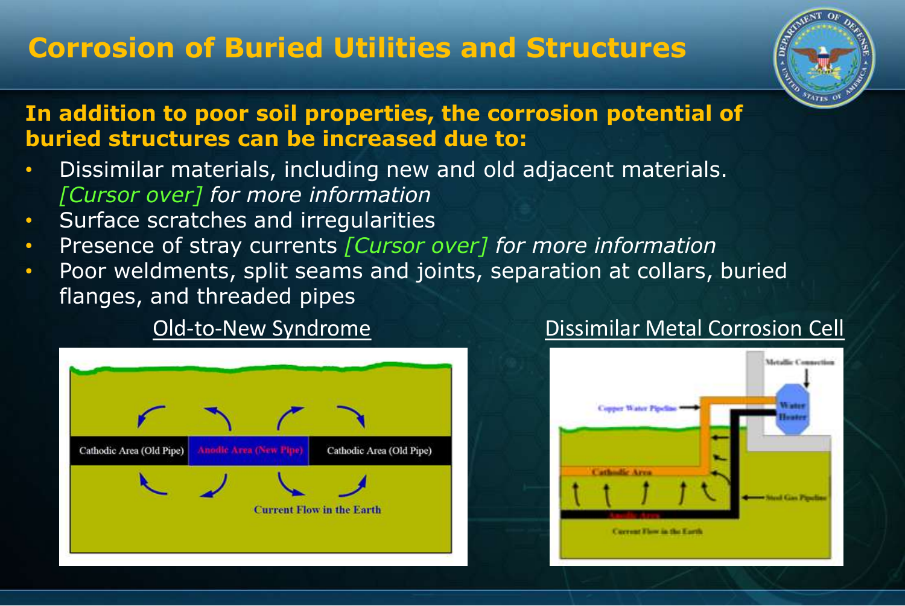# Corrosion of Buried Utilities and Structures

**In addition to poor soil properties, the corrosion potential of buried structures can be increased due to:**

- Dissimilar materials, including new and old adjacent materials. *[Cursor over] for more information*
- Surface scratches and irregularities
- Presence of stray currents *[Cursor over] for more information*
- Poor weldments, split seams and joints, separation at collars, buried flanges, and threaded pipes

Old-to-New Syndrome

Cathodic Area (Old Pipe)
Anodic Area (New Pipe)
Cathodic Area (Old Pipe)
Current Flow in the Earth

Dissimilar Metal Corrosion Cell

Metallic Connection
Copper Water Pipeline
Water Heater
Cathodic Area
Steel Gas Pipeline
Anodic Area
Current Flow in the Earth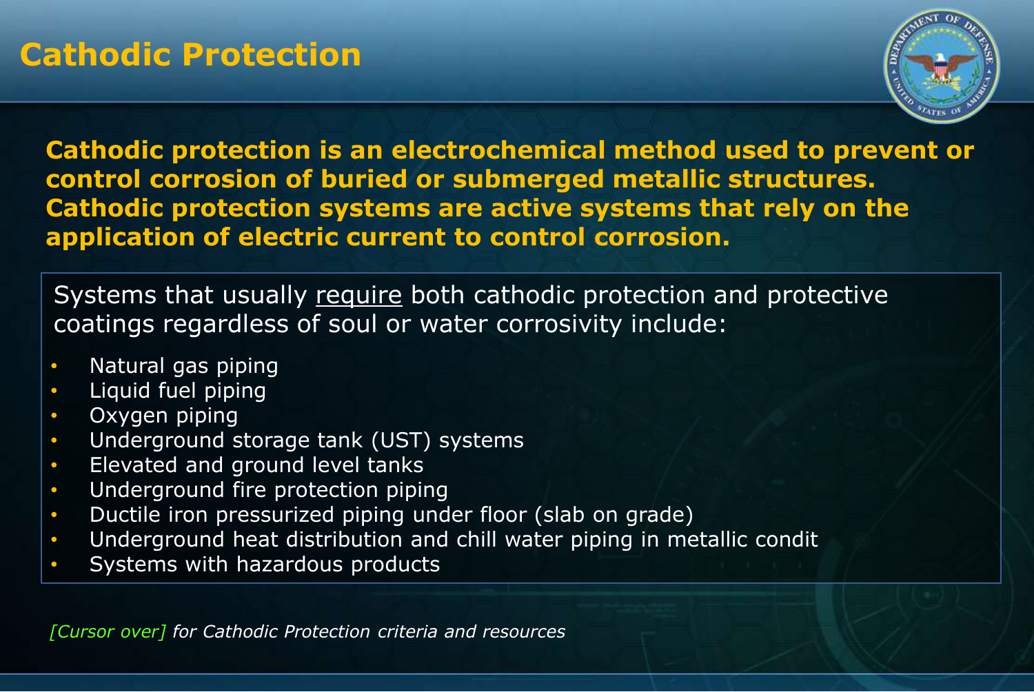# Cathodic Protection

**Cathodic protection is an electrochemical method used to prevent or control corrosion of buried or submerged metallic structures. Cathodic protection systems are active systems that rely on the application of electric current to control corrosion.**

Systems that usually require both cathodic protection and protective coatings regardless of soul or water corrosivity include:

- Natural gas piping
- Liquid fuel piping
- Oxygen piping
- Underground storage tank (UST) systems
- Elevated and ground level tanks
- Underground fire protection piping
- Ductile iron pressurized piping under floor (slab on grade)
- Underground heat distribution and chill water piping in metallic condit
- Systems with hazardous products

*[Cursor over] for Cathodic Protection criteria and resources*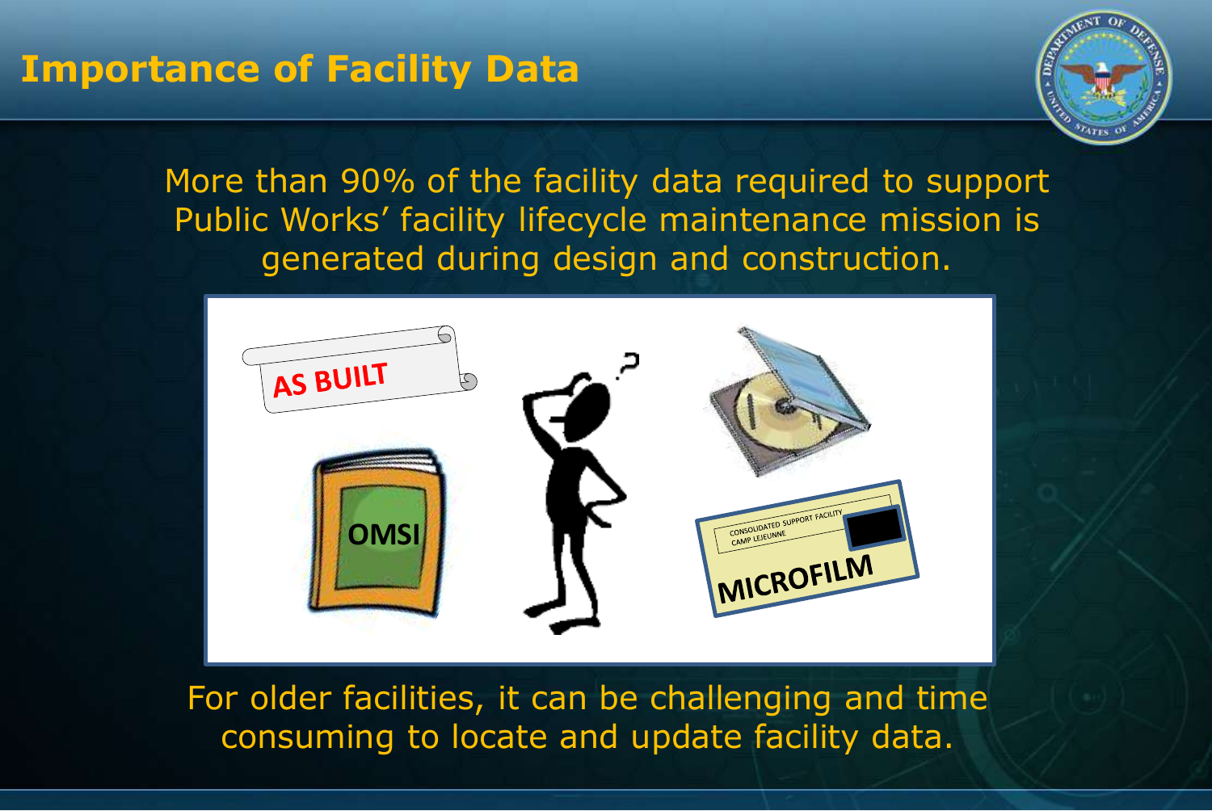# Importance of Facility Data

More than 90% of the facility data required to support Public Works' facility lifecycle maintenance mission is generated during design and construction.

AS BUILT

OMSI

CONSOLIDATED SUPPORT FACILITY CAMP LEJEUNNE

MICROFILM

For older facilities, it can be challenging and time consuming to locate and update facility data.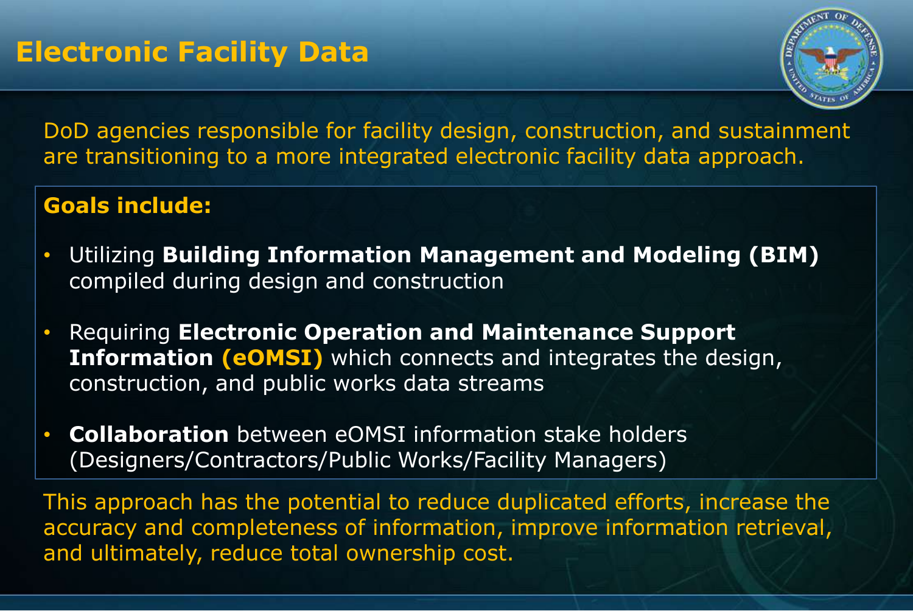# Electronic Facility Data

DoD agencies responsible for facility design, construction, and sustainment are transitioning to a more integrated electronic facility data approach.

**Goals include:**

- Utilizing **Building Information Management and Modeling (BIM)** compiled during design and construction
- Requiring **Electronic Operation and Maintenance Support Information (eOMSI)** which connects and integrates the design, construction, and public works data streams
- **Collaboration** between eOMSI information stake holders (Designers/Contractors/Public Works/Facility Managers)

This approach has the potential to reduce duplicated efforts, increase the accuracy and completeness of information, improve information retrieval, and ultimately, reduce total ownership cost.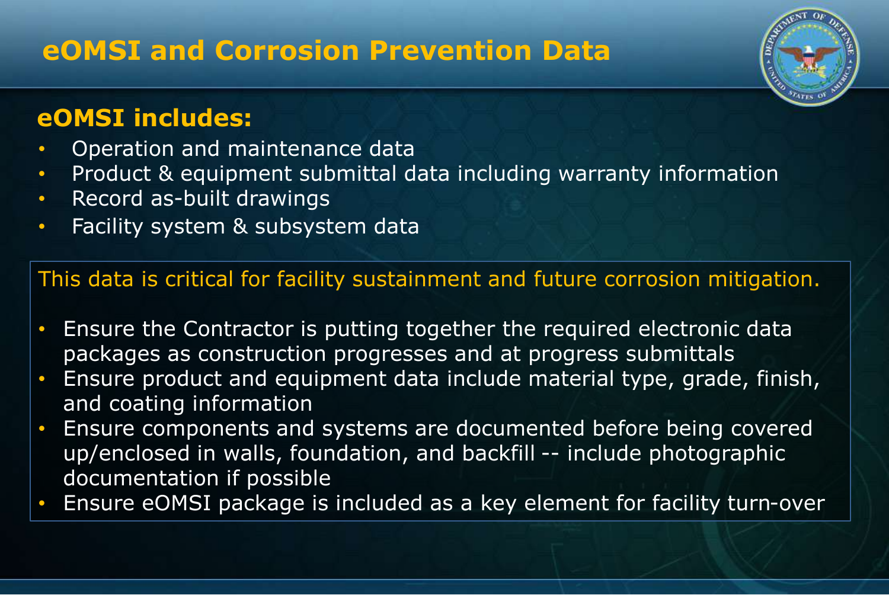# eOMSI and Corrosion Prevention Data

## eOMSI includes:

- Operation and maintenance data
- Product & equipment submittal data including warranty information
- Record as-built drawings
- Facility system & subsystem data

This data is critical for facility sustainment and future corrosion mitigation.

- Ensure the Contractor is putting together the required electronic data packages as construction progresses and at progress submittals
- Ensure product and equipment data include material type, grade, finish, and coating information
- Ensure components and systems are documented before being covered up/enclosed in walls, foundation, and backfill -- include photographic documentation if possible
- Ensure eOMSI package is included as a key element for facility turn-over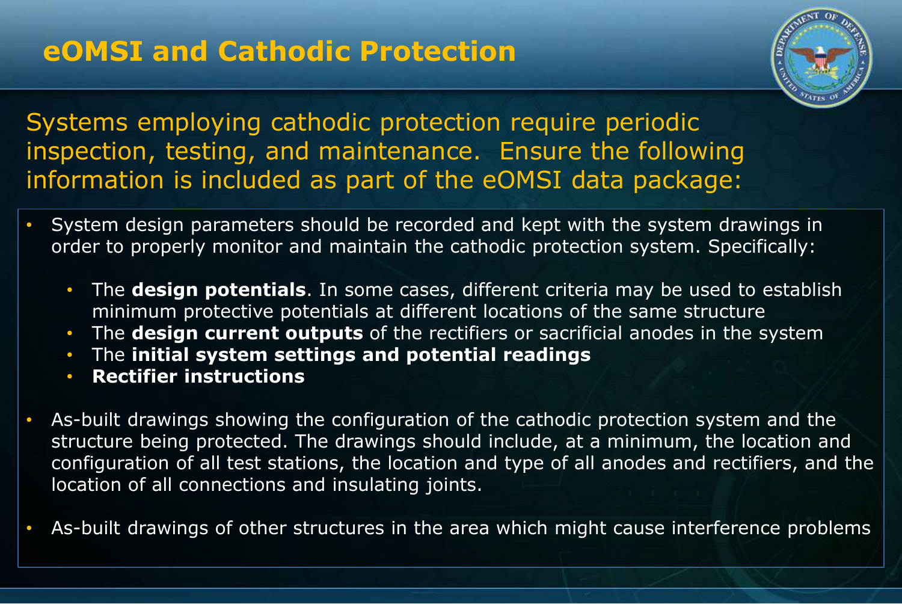# eOMSI and Cathodic Protection

Systems employing cathodic protection require periodic inspection, testing, and maintenance. Ensure the following information is included as part of the eOMSI data package:

- System design parameters should be recorded and kept with the system drawings in order to properly monitor and maintain the cathodic protection system. Specifically:
  - The **design potentials**. In some cases, different criteria may be used to establish minimum protective potentials at different locations of the same structure
  - The **design current outputs** of the rectifiers or sacrificial anodes in the system
  - The **initial system settings and potential readings**
  - **Rectifier instructions**
- As-built drawings showing the configuration of the cathodic protection system and the structure being protected. The drawings should include, at a minimum, the location and configuration of all test stations, the location and type of all anodes and rectifiers, and the location of all connections and insulating joints.
- As-built drawings of other structures in the area which might cause interference problems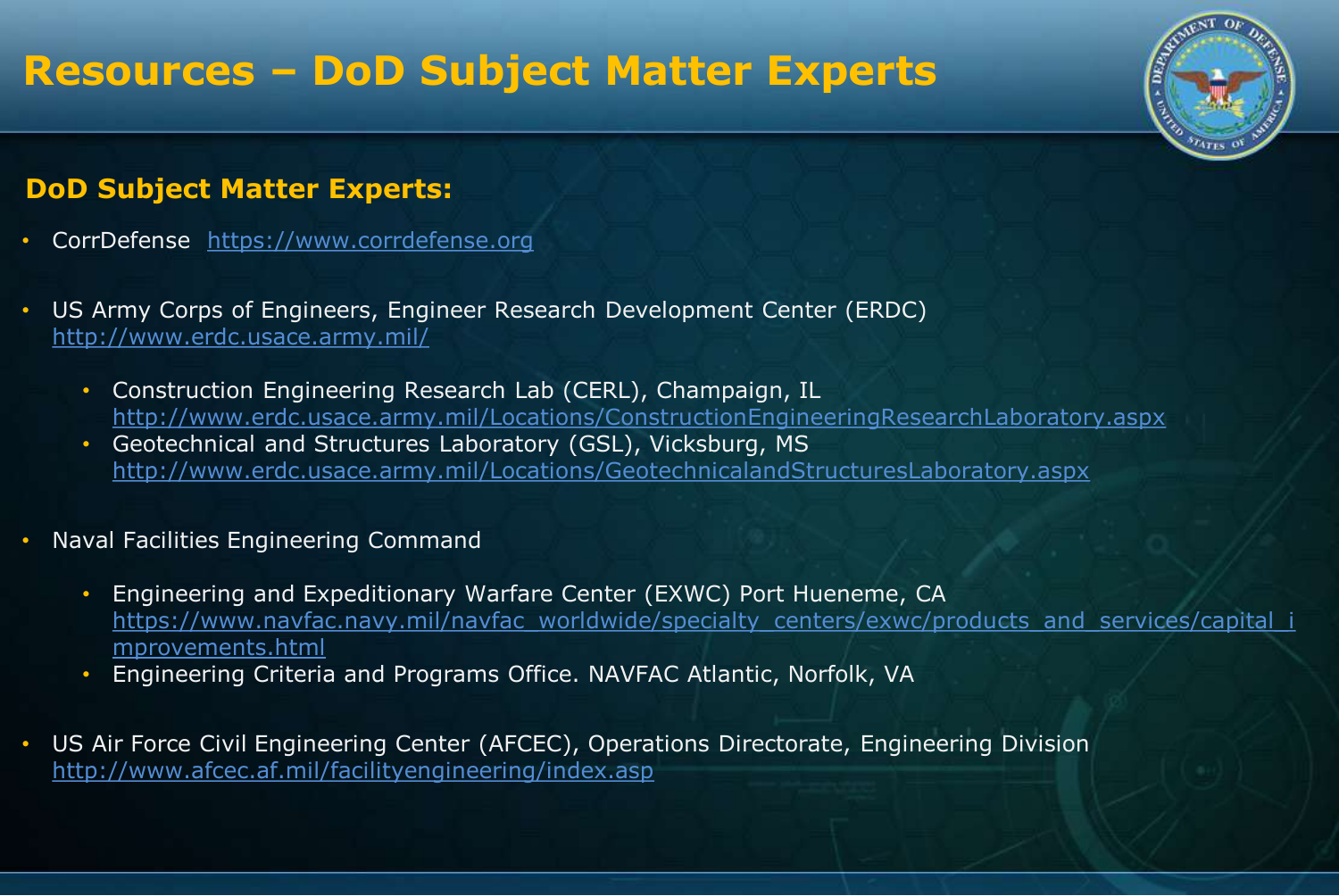# Resources – DoD Subject Matter Experts

## DoD Subject Matter Experts:

- CorrDefense https://www.corrdefense.org
- US Army Corps of Engineers, Engineer Research Development Center (ERDC) http://www.erdc.usace.army.mil/
  - Construction Engineering Research Lab (CERL), Champaign, IL http://www.erdc.usace.army.mil/Locations/ConstructionEngineeringResearchLaboratory.aspx
  - Geotechnical and Structures Laboratory (GSL), Vicksburg, MS http://www.erdc.usace.army.mil/Locations/GeotechnicalandStructuresLaboratory.aspx
- Naval Facilities Engineering Command
  - Engineering and Expeditionary Warfare Center (EXWC) Port Hueneme, CA https://www.navfac.navy.mil/navfac_worldwide/specialty_centers/exwc/products_and_services/capital_improvements.html
  - Engineering Criteria and Programs Office. NAVFAC Atlantic, Norfolk, VA
- US Air Force Civil Engineering Center (AFCEC), Operations Directorate, Engineering Division http://www.afcec.af.mil/facilityengineering/index.asp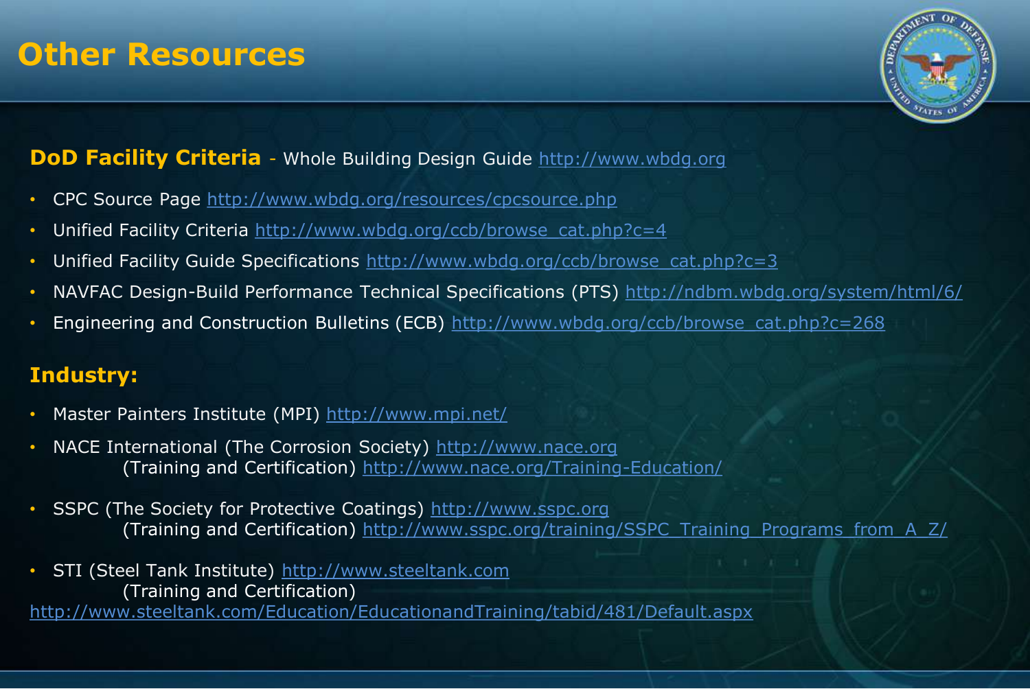# Other Resources

**DoD Facility Criteria** - Whole Building Design Guide http://www.wbdg.org

- CPC Source Page http://www.wbdg.org/resources/cpcsource.php
- Unified Facility Criteria http://www.wbdg.org/ccb/browse_cat.php?c=4
- Unified Facility Guide Specifications http://www.wbdg.org/ccb/browse_cat.php?c=3
- NAVFAC Design-Build Performance Technical Specifications (PTS) http://ndbm.wbdg.org/system/html/6/
- Engineering and Construction Bulletins (ECB) http://www.wbdg.org/ccb/browse_cat.php?c=268

**Industry:**

- Master Painters Institute (MPI) http://www.mpi.net/
- NACE International (The Corrosion Society) http://www.nace.org
  (Training and Certification) http://www.nace.org/Training-Education/
- SSPC (The Society for Protective Coatings) http://www.sspc.org
  (Training and Certification) http://www.sspc.org/training/SSPC_Training_Programs_from_A_Z/
- STI (Steel Tank Institute) http://www.steeltank.com
  (Training and Certification)
  http://www.steeltank.com/Education/EducationandTraining/tabid/481/Default.aspx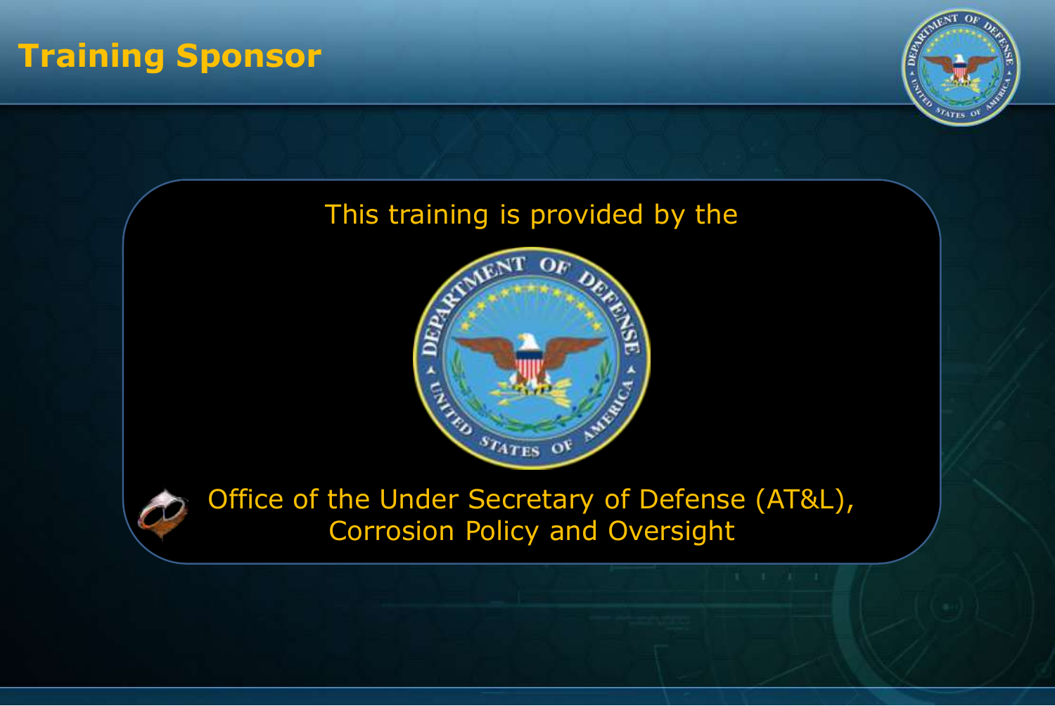# Training Sponsor

This training is provided by the

Office of the Under Secretary of Defense (AT&L), Corrosion Policy and Oversight